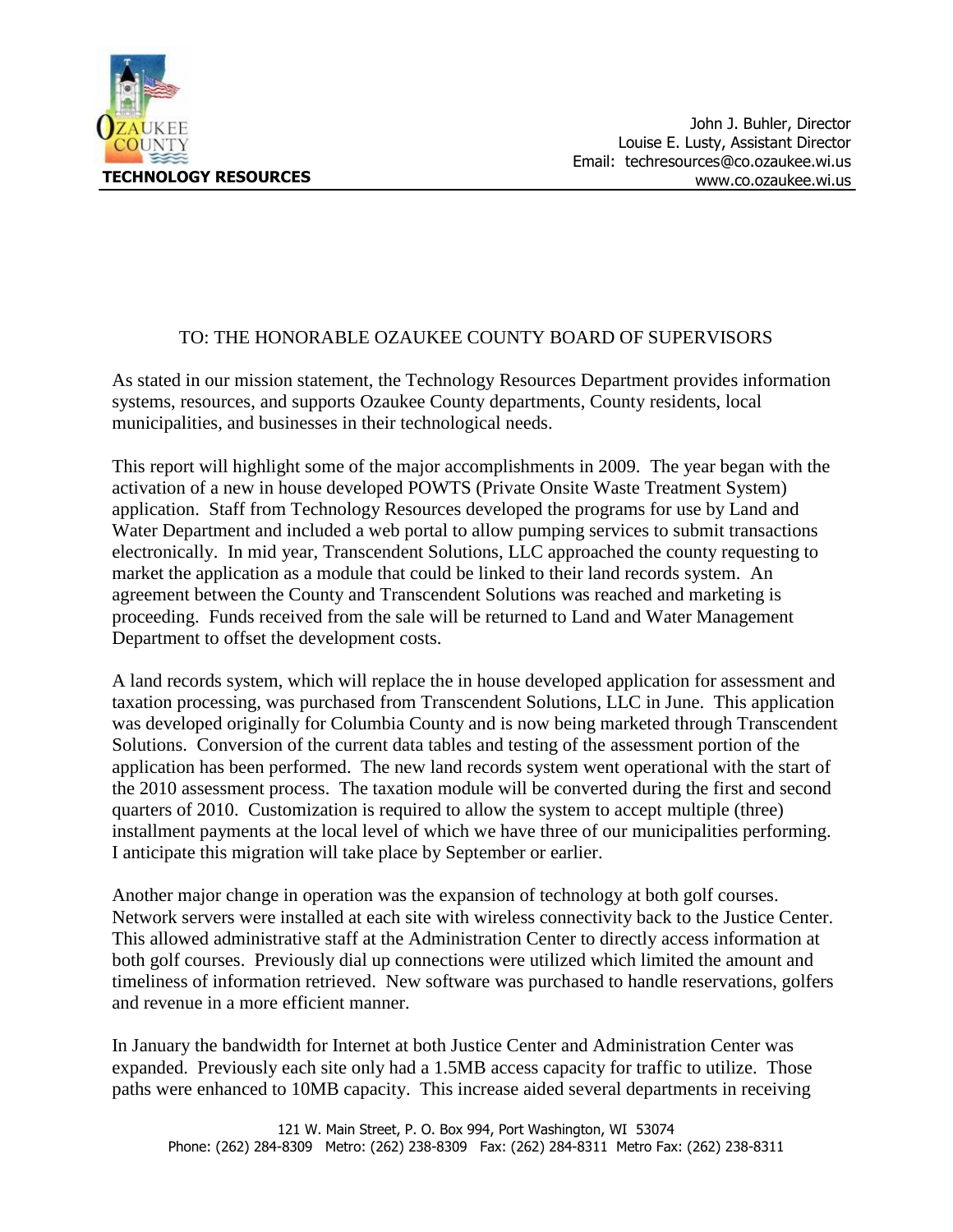**TECHNOLOGY RESOURCES**

John J. Buhler, Director
Louise E. Lusty, Assistant Director
Email: techresources@co.ozaukee.wi.us
www.co.ozaukee.wi.us

TO: THE HONORABLE OZAUKEE COUNTY BOARD OF SUPERVISORS

As stated in our mission statement, the Technology Resources Department provides information systems, resources, and supports Ozaukee County departments, County residents, local municipalities, and businesses in their technological needs.

This report will highlight some of the major accomplishments in 2009. The year began with the activation of a new in house developed POWTS (Private Onsite Waste Treatment System) application. Staff from Technology Resources developed the programs for use by Land and Water Department and included a web portal to allow pumping services to submit transactions electronically. In mid year, Transcendent Solutions, LLC approached the county requesting to market the application as a module that could be linked to their land records system. An agreement between the County and Transcendent Solutions was reached and marketing is proceeding. Funds received from the sale will be returned to Land and Water Management Department to offset the development costs.

A land records system, which will replace the in house developed application for assessment and taxation processing, was purchased from Transcendent Solutions, LLC in June. This application was developed originally for Columbia County and is now being marketed through Transcendent Solutions. Conversion of the current data tables and testing of the assessment portion of the application has been performed. The new land records system went operational with the start of the 2010 assessment process. The taxation module will be converted during the first and second quarters of 2010. Customization is required to allow the system to accept multiple (three) installment payments at the local level of which we have three of our municipalities performing. I anticipate this migration will take place by September or earlier.

Another major change in operation was the expansion of technology at both golf courses. Network servers were installed at each site with wireless connectivity back to the Justice Center. This allowed administrative staff at the Administration Center to directly access information at both golf courses. Previously dial up connections were utilized which limited the amount and timeliness of information retrieved. New software was purchased to handle reservations, golfers and revenue in a more efficient manner.

In January the bandwidth for Internet at both Justice Center and Administration Center was expanded. Previously each site only had a 1.5MB access capacity for traffic to utilize. Those paths were enhanced to 10MB capacity. This increase aided several departments in receiving

121 W. Main Street, P. O. Box 994, Port Washington, WI 53074
Phone: (262) 284-8309 Metro: (262) 238-8309 Fax: (262) 284-8311 Metro Fax: (262) 238-8311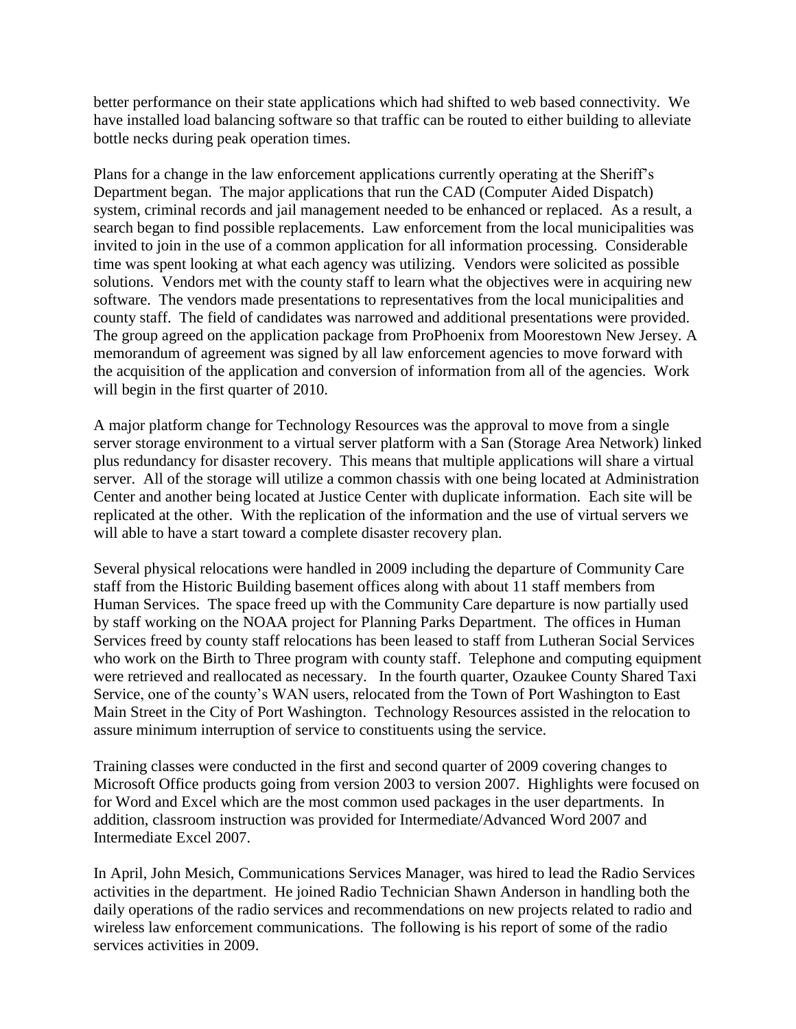better performance on their state applications which had shifted to web based connectivity. We have installed load balancing software so that traffic can be routed to either building to alleviate bottle necks during peak operation times.

Plans for a change in the law enforcement applications currently operating at the Sheriff's Department began. The major applications that run the CAD (Computer Aided Dispatch) system, criminal records and jail management needed to be enhanced or replaced. As a result, a search began to find possible replacements. Law enforcement from the local municipalities was invited to join in the use of a common application for all information processing. Considerable time was spent looking at what each agency was utilizing. Vendors were solicited as possible solutions. Vendors met with the county staff to learn what the objectives were in acquiring new software. The vendors made presentations to representatives from the local municipalities and county staff. The field of candidates was narrowed and additional presentations were provided. The group agreed on the application package from ProPhoenix from Moorestown New Jersey. A memorandum of agreement was signed by all law enforcement agencies to move forward with the acquisition of the application and conversion of information from all of the agencies. Work will begin in the first quarter of 2010.

A major platform change for Technology Resources was the approval to move from a single server storage environment to a virtual server platform with a San (Storage Area Network) linked plus redundancy for disaster recovery. This means that multiple applications will share a virtual server. All of the storage will utilize a common chassis with one being located at Administration Center and another being located at Justice Center with duplicate information. Each site will be replicated at the other. With the replication of the information and the use of virtual servers we will able to have a start toward a complete disaster recovery plan.

Several physical relocations were handled in 2009 including the departure of Community Care staff from the Historic Building basement offices along with about 11 staff members from Human Services. The space freed up with the Community Care departure is now partially used by staff working on the NOAA project for Planning Parks Department. The offices in Human Services freed by county staff relocations has been leased to staff from Lutheran Social Services who work on the Birth to Three program with county staff. Telephone and computing equipment were retrieved and reallocated as necessary. In the fourth quarter, Ozaukee County Shared Taxi Service, one of the county's WAN users, relocated from the Town of Port Washington to East Main Street in the City of Port Washington. Technology Resources assisted in the relocation to assure minimum interruption of service to constituents using the service.

Training classes were conducted in the first and second quarter of 2009 covering changes to Microsoft Office products going from version 2003 to version 2007. Highlights were focused on for Word and Excel which are the most common used packages in the user departments. In addition, classroom instruction was provided for Intermediate/Advanced Word 2007 and Intermediate Excel 2007.

In April, John Mesich, Communications Services Manager, was hired to lead the Radio Services activities in the department. He joined Radio Technician Shawn Anderson in handling both the daily operations of the radio services and recommendations on new projects related to radio and wireless law enforcement communications. The following is his report of some of the radio services activities in 2009.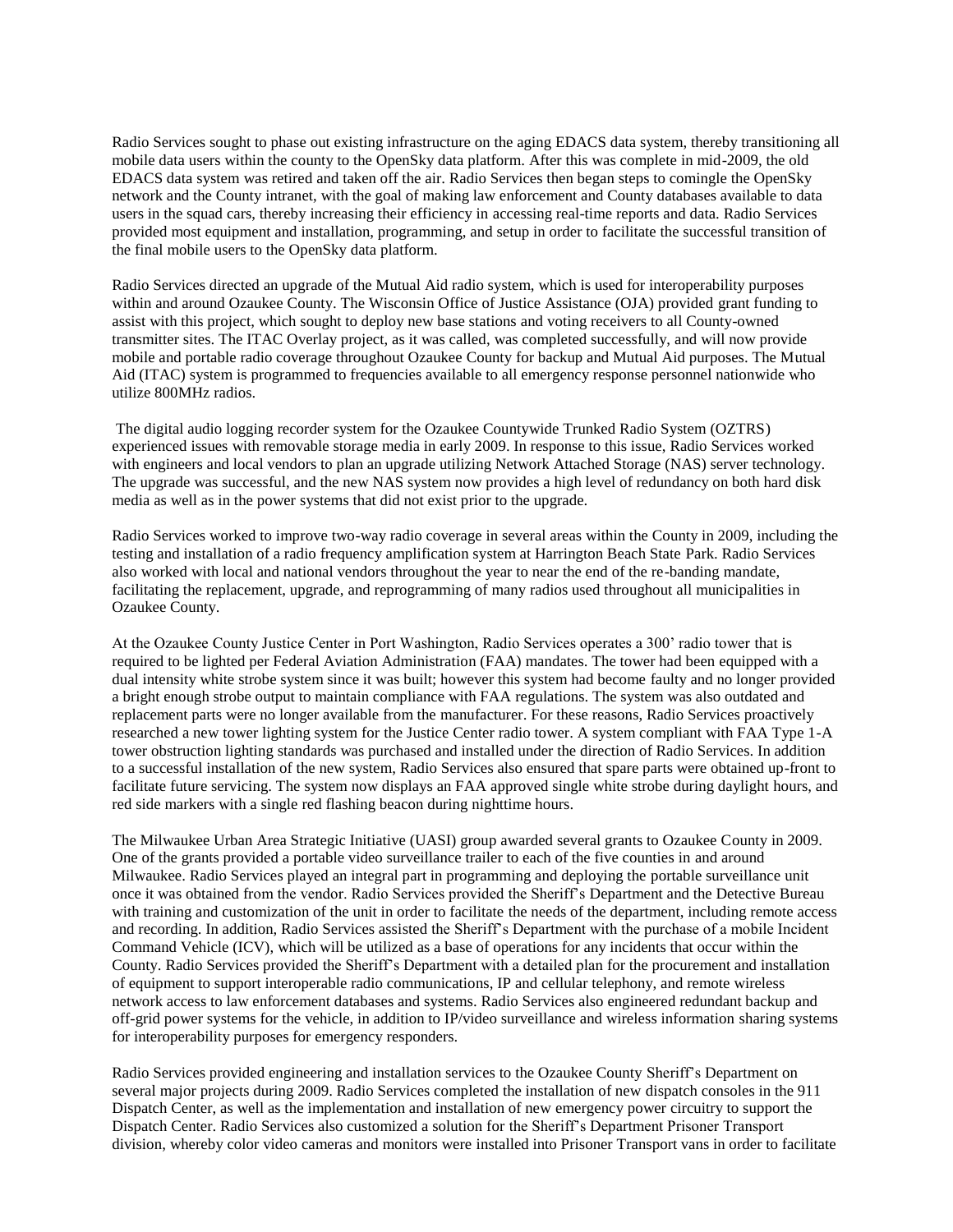Radio Services sought to phase out existing infrastructure on the aging EDACS data system, thereby transitioning all mobile data users within the county to the OpenSky data platform. After this was complete in mid-2009, the old EDACS data system was retired and taken off the air. Radio Services then began steps to comingle the OpenSky network and the County intranet, with the goal of making law enforcement and County databases available to data users in the squad cars, thereby increasing their efficiency in accessing real-time reports and data. Radio Services provided most equipment and installation, programming, and setup in order to facilitate the successful transition of the final mobile users to the OpenSky data platform.

Radio Services directed an upgrade of the Mutual Aid radio system, which is used for interoperability purposes within and around Ozaukee County. The Wisconsin Office of Justice Assistance (OJA) provided grant funding to assist with this project, which sought to deploy new base stations and voting receivers to all County-owned transmitter sites. The ITAC Overlay project, as it was called, was completed successfully, and will now provide mobile and portable radio coverage throughout Ozaukee County for backup and Mutual Aid purposes. The Mutual Aid (ITAC) system is programmed to frequencies available to all emergency response personnel nationwide who utilize 800MHz radios.

The digital audio logging recorder system for the Ozaukee Countywide Trunked Radio System (OZTRS) experienced issues with removable storage media in early 2009. In response to this issue, Radio Services worked with engineers and local vendors to plan an upgrade utilizing Network Attached Storage (NAS) server technology. The upgrade was successful, and the new NAS system now provides a high level of redundancy on both hard disk media as well as in the power systems that did not exist prior to the upgrade.

Radio Services worked to improve two-way radio coverage in several areas within the County in 2009, including the testing and installation of a radio frequency amplification system at Harrington Beach State Park. Radio Services also worked with local and national vendors throughout the year to near the end of the re-banding mandate, facilitating the replacement, upgrade, and reprogramming of many radios used throughout all municipalities in Ozaukee County.

At the Ozaukee County Justice Center in Port Washington, Radio Services operates a 300' radio tower that is required to be lighted per Federal Aviation Administration (FAA) mandates. The tower had been equipped with a dual intensity white strobe system since it was built; however this system had become faulty and no longer provided a bright enough strobe output to maintain compliance with FAA regulations. The system was also outdated and replacement parts were no longer available from the manufacturer. For these reasons, Radio Services proactively researched a new tower lighting system for the Justice Center radio tower. A system compliant with FAA Type 1-A tower obstruction lighting standards was purchased and installed under the direction of Radio Services. In addition to a successful installation of the new system, Radio Services also ensured that spare parts were obtained up-front to facilitate future servicing. The system now displays an FAA approved single white strobe during daylight hours, and red side markers with a single red flashing beacon during nighttime hours.

The Milwaukee Urban Area Strategic Initiative (UASI) group awarded several grants to Ozaukee County in 2009. One of the grants provided a portable video surveillance trailer to each of the five counties in and around Milwaukee. Radio Services played an integral part in programming and deploying the portable surveillance unit once it was obtained from the vendor. Radio Services provided the Sheriff's Department and the Detective Bureau with training and customization of the unit in order to facilitate the needs of the department, including remote access and recording. In addition, Radio Services assisted the Sheriff's Department with the purchase of a mobile Incident Command Vehicle (ICV), which will be utilized as a base of operations for any incidents that occur within the County. Radio Services provided the Sheriff's Department with a detailed plan for the procurement and installation of equipment to support interoperable radio communications, IP and cellular telephony, and remote wireless network access to law enforcement databases and systems. Radio Services also engineered redundant backup and off-grid power systems for the vehicle, in addition to IP/video surveillance and wireless information sharing systems for interoperability purposes for emergency responders.

Radio Services provided engineering and installation services to the Ozaukee County Sheriff's Department on several major projects during 2009. Radio Services completed the installation of new dispatch consoles in the 911 Dispatch Center, as well as the implementation and installation of new emergency power circuitry to support the Dispatch Center. Radio Services also customized a solution for the Sheriff's Department Prisoner Transport division, whereby color video cameras and monitors were installed into Prisoner Transport vans in order to facilitate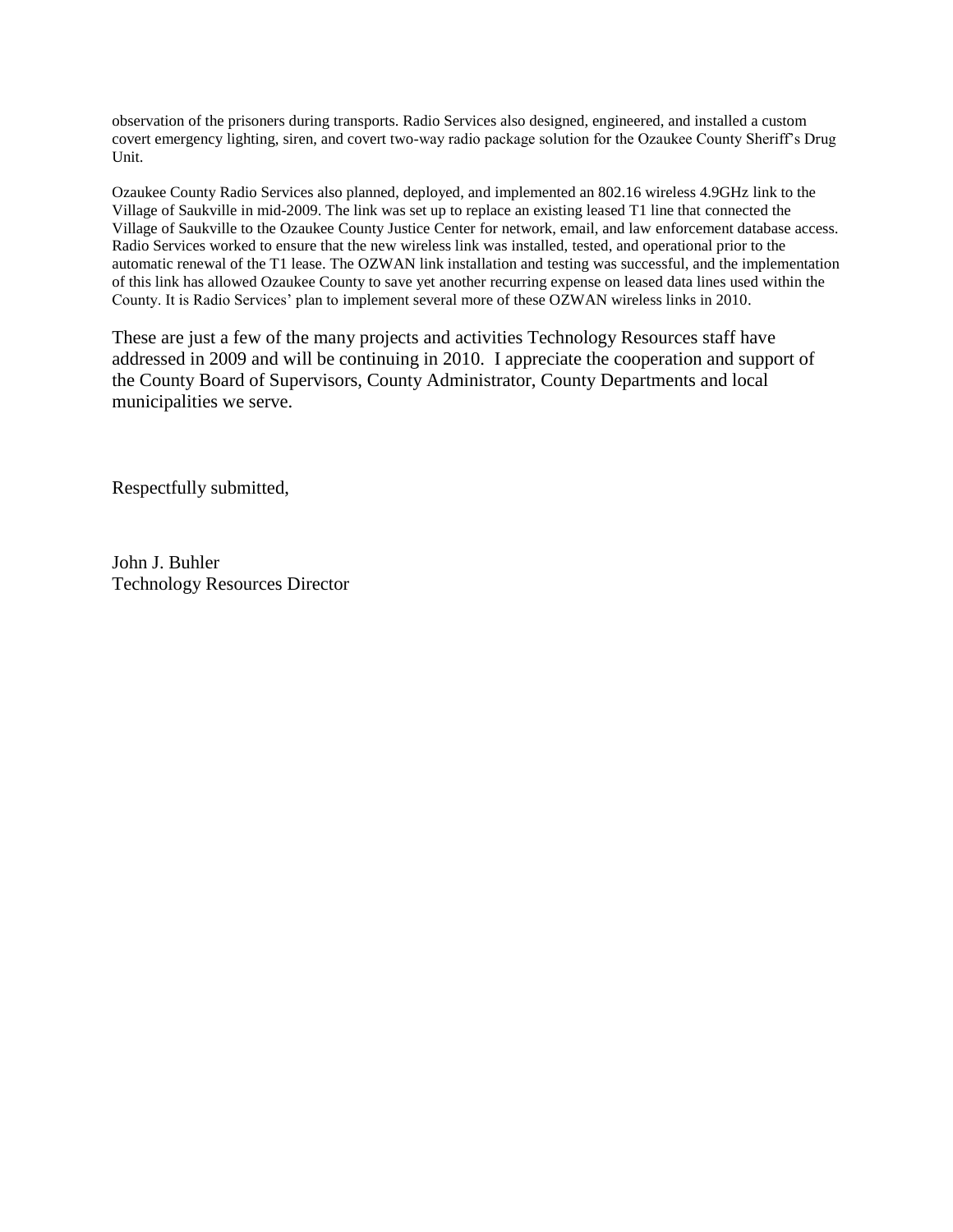observation of the prisoners during transports. Radio Services also designed, engineered, and installed a custom covert emergency lighting, siren, and covert two-way radio package solution for the Ozaukee County Sheriff's Drug Unit.

Ozaukee County Radio Services also planned, deployed, and implemented an 802.16 wireless 4.9GHz link to the Village of Saukville in mid-2009. The link was set up to replace an existing leased T1 line that connected the Village of Saukville to the Ozaukee County Justice Center for network, email, and law enforcement database access. Radio Services worked to ensure that the new wireless link was installed, tested, and operational prior to the automatic renewal of the T1 lease. The OZWAN link installation and testing was successful, and the implementation of this link has allowed Ozaukee County to save yet another recurring expense on leased data lines used within the County. It is Radio Services' plan to implement several more of these OZWAN wireless links in 2010.

These are just a few of the many projects and activities Technology Resources staff have addressed in 2009 and will be continuing in 2010. I appreciate the cooperation and support of the County Board of Supervisors, County Administrator, County Departments and local municipalities we serve.

Respectfully submitted,

John J. Buhler
Technology Resources Director